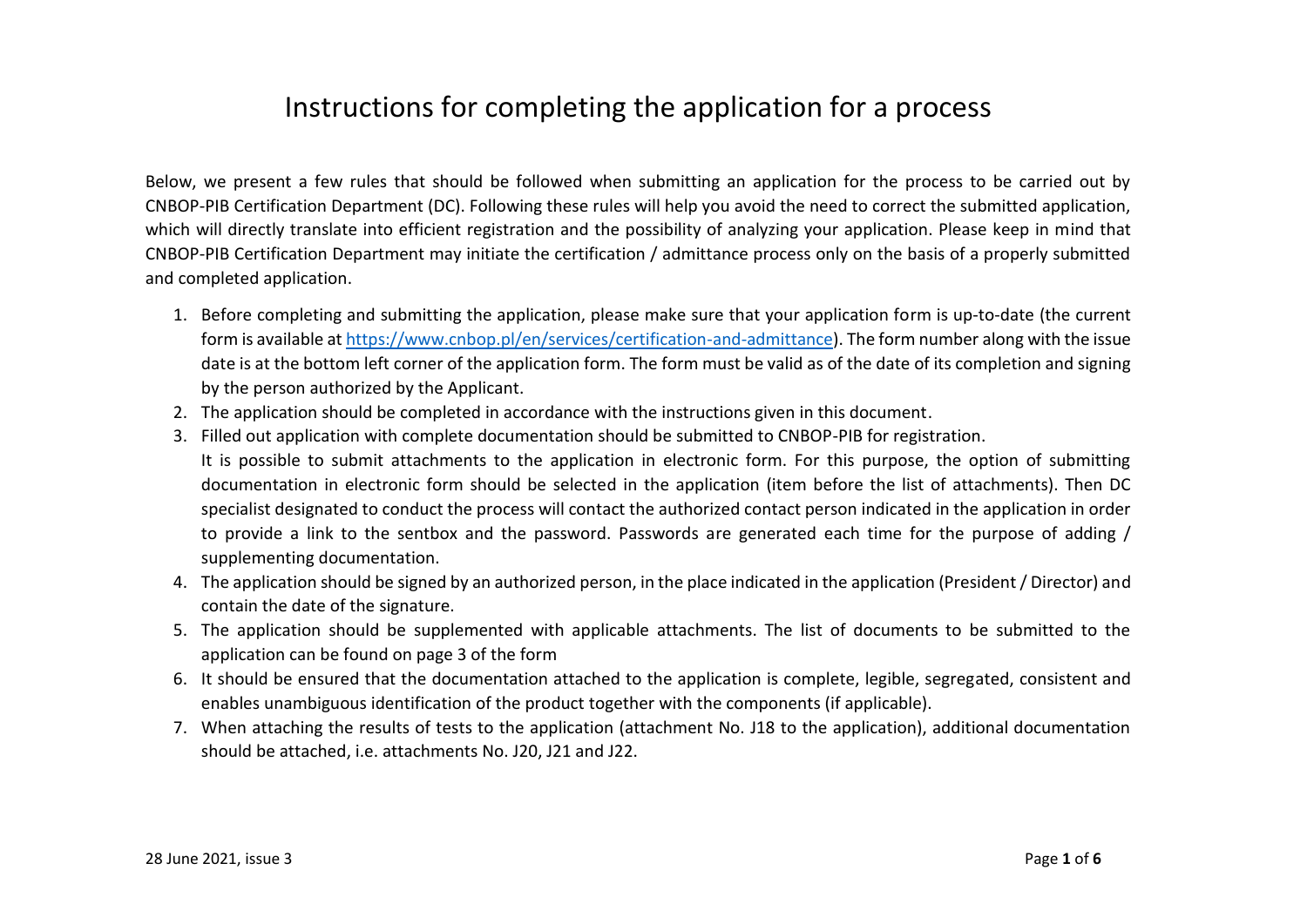# Instructions for completing the application for a process

Below, we present a few rules that should be followed when submitting an application for the process to be carried out by CNBOP-PIB Certification Department (DC). Following these rules will help you avoid the need to correct the submitted application, which will directly translate into efficient registration and the possibility of analyzing your application. Please keep in mind that CNBOP-PIB Certification Department may initiate the certification / admittance process only on the basis of a properly submitted and completed application.

1. Before completing and submitting the application, please make sure that your application form is up-to-date (the current form is available at https://www.cnbop.pl/en/services/certification-and-admittance). The form number along with the issue date is at the bottom left corner of the application form. The form must be valid as of the date of its completion and signing by the person authorized by the Applicant.
2. The application should be completed in accordance with the instructions given in this document.
3. Filled out application with complete documentation should be submitted to CNBOP-PIB for registration.
   It is possible to submit attachments to the application in electronic form. For this purpose, the option of submitting documentation in electronic form should be selected in the application (item before the list of attachments). Then DC specialist designated to conduct the process will contact the authorized contact person indicated in the application in order to provide a link to the sentbox and the password. Passwords are generated each time for the purpose of adding / supplementing documentation.
4. The application should be signed by an authorized person, in the place indicated in the application (President / Director) and contain the date of the signature.
5. The application should be supplemented with applicable attachments. The list of documents to be submitted to the application can be found on page 3 of the form
6. It should be ensured that the documentation attached to the application is complete, legible, segregated, consistent and enables unambiguous identification of the product together with the components (if applicable).
7. When attaching the results of tests to the application (attachment No. J18 to the application), additional documentation should be attached, i.e. attachments No. J20, J21 and J22.

28 June 2021, issue 3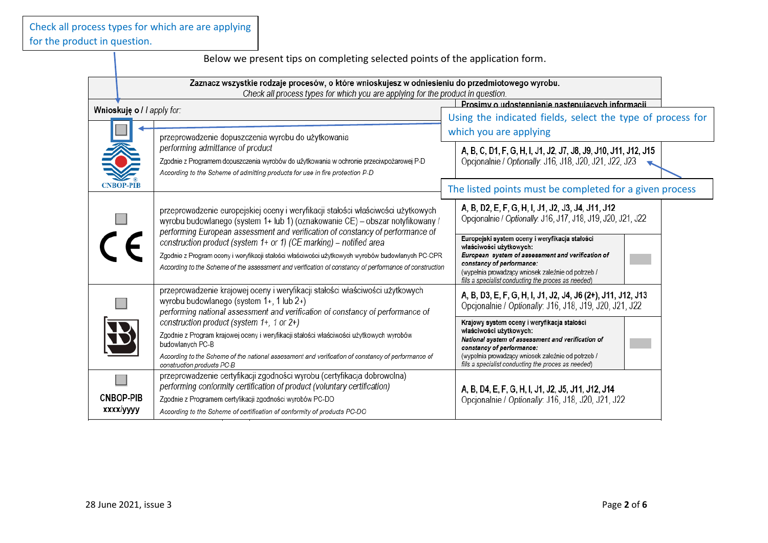Check all process types for which are are applying for the product in question.

Below we present tips on completing selected points of the application form.

Using the indicated fields, select the type of process for which you are applying

The listed points must be completed for a given process

| **Zaznacz wszystkie rodzaje procesów, o które wnioskujesz w odniesieniu do przedmiotowego wyrobu.** *Check all process types for which you are applying for the product in question.* | | | |
|---|---|---|---|
| **Wnioskuję o** / *I apply for:* | | **Prosimy o udostepnienie nastepujacych informacji** | |
| ☐ CNBOP-PIB | przeprowadzenie dopuszczenia wyrobu do użytkowania *performing admittance of product* Zgodnie z Programem dopuszczenia wyrobów do użytkowania w ochronie przeciwpożarowej P-D *According to the Scheme of admitting products for use in fire protection P-D* | **A, B, C, D1, F, G, H, I, J1, J2, J7, J8, J9, J10, J11, J12, J15** Opcjonalnie / *Optionally:* J16, J18, J20, J21, J22, J23 | |
| ☐ CE | przeprowadzenie europejskiej oceny i weryfikacji stałości właściwości użytkowych wyrobu budowlanego (system 1+ lub 1) (oznakowanie CE) – obszar notyfikowany / *performing European assessment and verification of constancy of performance of construction product (system 1+ or 1) (CE marking) – notified area* Zgodnie z Program oceny i weryfikacji stałości właściwości użytkowych wyrobów budowlanych PC-CPR *According to the Scheme of the assessment and verification of constancy of performance of construction* | **A, B, D2, E, F, G, H, I, J1, J2, J3, J4, J11, J12** Opcjonalnie / *Optionally:* J16, J17, J18, J19, J20, J21, J22 | |
| | | **Europejski system oceny i weryfikacja stałości właściwości użytkowych:** ***European system of assessment and verification of constancy of performance:*** (wypełnia prowadzący wniosek zależnie od potrzeb / *fills a specialist conducting the proces as needed*) | |
| ☐ B | przeprowadzenie krajowej oceny i weryfikacji stałości właściwości użytkowych wyrobu budowlanego (system 1+, 1 lub 2+) *performing national assessment and verification of constancy of performance of construction product (system 1+, 1 or 2+)* Zgodnie z Program krajowej oceny i weryfikacji stałości właściwości użytkowych wyrobów budowlanych PC-B *According to the Scheme of the national assessment and verification of constancy of performance of construction products PC-B* | **A, B, D3, E, F, G, H, I, J1, J2, J4, J6 (2+), J11, J12, J13** Opcjonalnie / *Optionally:* J16, J18, J19, J20, J21, J22 | |
| | | **Krajowy system oceny i weryfikacja stałości właściwości użytkowych:** ***National system of assessment and verification of constancy of performance:*** (wypełnia prowadzący wniosek zależnie od potrzeb / *fills a specialist conducting the proces as needed*) | |
| ☐ CNBOP-PIB xxxx/yyyy | przeprowadzenie certyfikacji zgodności wyrobu (certyfikacja dobrowolna) *performing conformity certification of product (voluntary certification)* Zgodnie z Programem certyfikacji zgodności wyrobów PC-DO *According to the Scheme of certification of conformity of products PC-DO* | **A, B, D4, E, F, G, H, I, J1, J2, J5, J11, J12, J14** Opcjonalnie / *Optionally:* J16, J18, J20, J21, J22 | |

28 June 2021, issue 3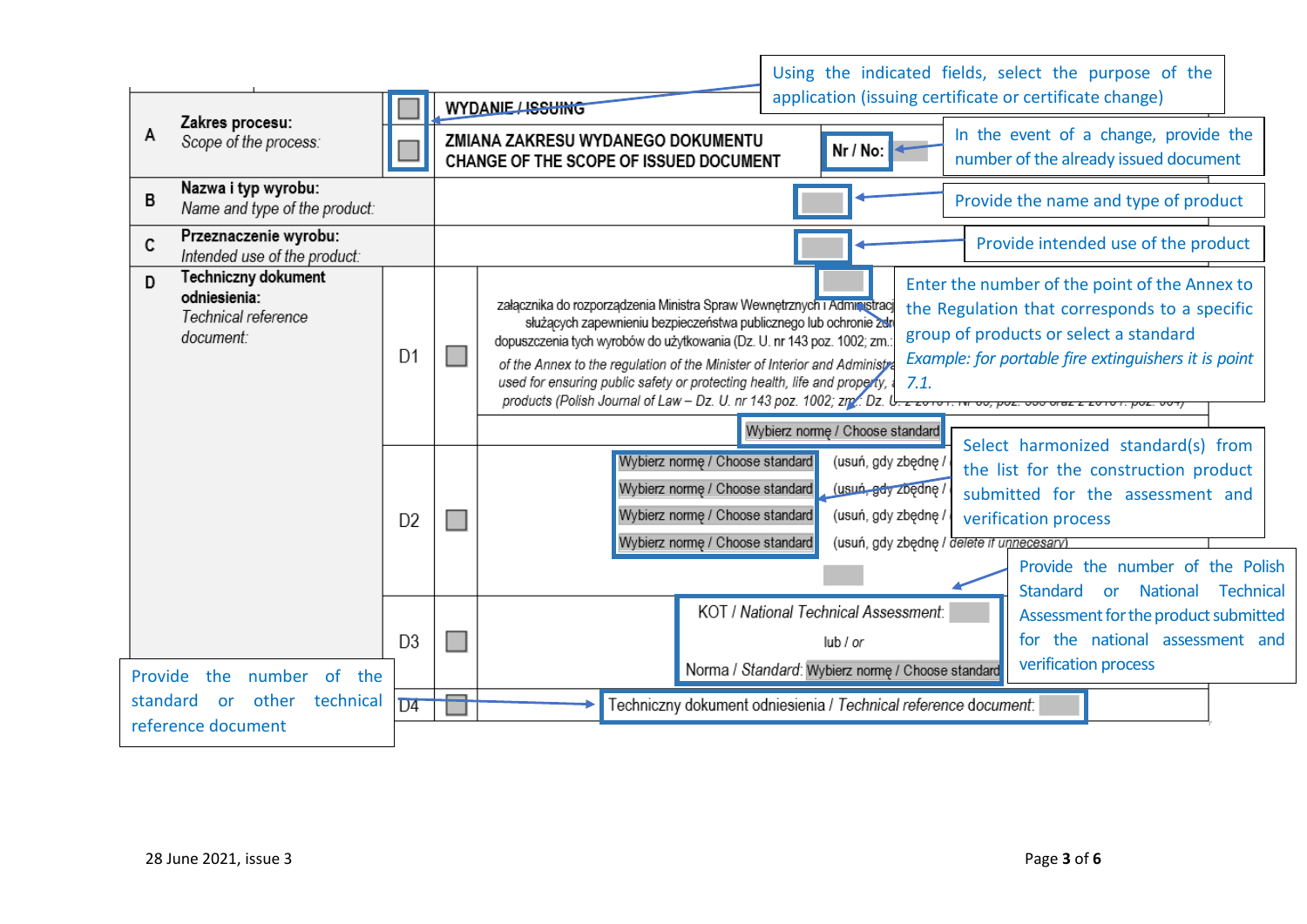| | | | | |
|---|---|---|---|---|
| A | **Zakres procesu:** *Scope of the process:* | ☐ | **WYDANIE / ISSUING** | |
| | | ☐ | **ZMIANA ZAKRESU WYDANEGO DOKUMENTU CHANGE OF THE SCOPE OF ISSUED DOCUMENT** | **Nr / No:** |
| B | **Nazwa i typ wyrobu:** *Name and type of the product:* | | | |
| C | **Przeznaczenie wyrobu:** *Intended use of the product:* | | | |
| D | **Techniczny dokument odniesienia:** *Technical reference document:* | D1 ☐ | załącznika do rozporządzenia Ministra Spraw Wewnętrznych i Administracji ... służących zapewnieniu bezpieczeństwa publicznego lub ochronie zdr... dopuszczenia tych wyrobów do użytkowania (Dz. U. nr 143 poz. 1002; zm.: ... *of the Annex to the regulation of the Minister of Interior and Administra... used for ensuring public safety or protecting health, life and property, ... products (Polish Journal of Law – Dz. U. nr 143 poz. 1002; zm.: Dz. U. ...* Wybierz normę / Choose standard | |
| | | D2 ☐ | Wybierz normę / Choose standard (usuń, gdy zbędne / ...) Wybierz normę / Choose standard (usuń, gdy zbędne / ...) Wybierz normę / Choose standard (usuń, gdy zbędne / ...) Wybierz normę / Choose standard (usuń, gdy zbędne / *delete if unnecesary*) | |
| | | D3 ☐ | KOT / *National Technical Assessment:* lub / *or* Norma / *Standard:* Wybierz normę / Choose standard | |
| | | D4 ☐ | Techniczny dokument odniesienia / *Technical reference document:* | |

Using the indicated fields, select the purpose of the application (issuing certificate or certificate change)

In the event of a change, provide the number of the already issued document

Provide the name and type of product

Provide intended use of the product

Enter the number of the point of the Annex to the Regulation that corresponds to a specific group of products or select a standard
*Example: for portable fire extinguishers it is point 7.1.*

Select harmonized standard(s) from the list for the construction product submitted for the assessment and verification process

Provide the number of the Polish Standard or National Technical Assessment for the product submitted for the national assessment and verification process

Provide the number of the standard or other technical reference document

28 June 2021, issue 3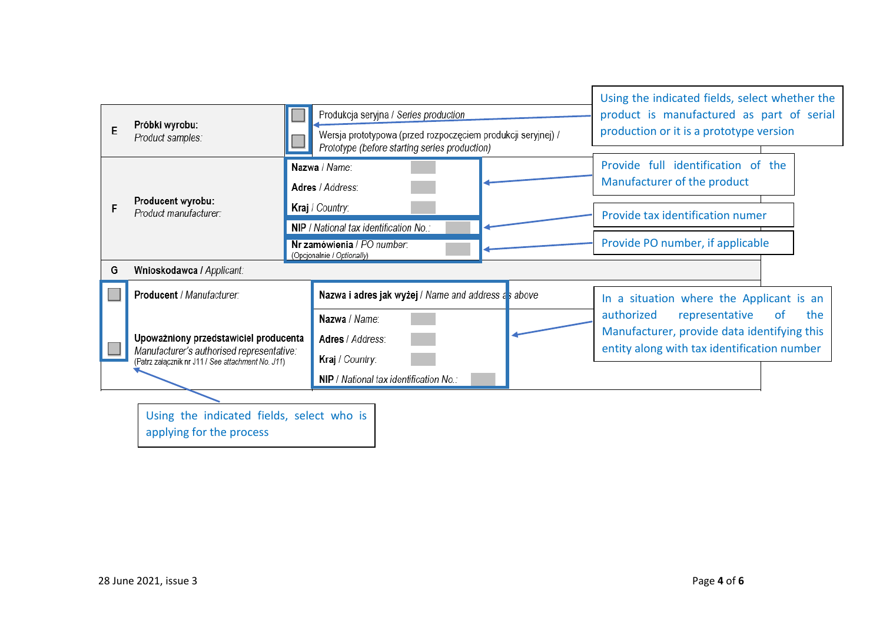| | | | |
|---|---|---|---|
| E | **Próbki wyrobu:** *Product samples:* | ☐ | Produkcja seryjna / *Series production* |
| | | ☐ | Wersja prototypowa (przed rozpoczęciem produkcji seryjnej) / *Prototype (before starting series production)* |
| F | **Producent wyrobu:** *Product manufacturer:* | | **Nazwa** / *Name:* |
| | | | **Adres** / *Address:* |
| | | | **Kraj** / *Country:* |
| | | | **NIP** / *National tax identification No.:* |
| | | | **Nr zamówienia** / *PO number:* (Opcjonalnie / *Optionally*) |
| G | **Wnioskodawca /** *Applicant:* | | |
| ☐ | **Producent** / *Manufacturer:* | | **Nazwa i adres jak wyżej** / *Name and address as above* |
| ☐ | **Upoważniony przedstawiciel producenta** *Manufacturer's authorised representative:* (Patrz załącznik nr J11 / *See attachment No. J11*) | | **Nazwa** / *Name:* |
| | | | **Adres** / *Address:* |
| | | | **Kraj** / *Country:* |
| | | | **NIP** / *National tax identification No.:* |

Using the indicated fields, select whether the product is manufactured as part of serial production or it is a prototype version

Provide full identification of the Manufacturer of the product

Provide tax identification numer

Provide PO number, if applicable

In a situation where the Applicant is an authorized representative of the Manufacturer, provide data identifying this entity along with tax identification number

Using the indicated fields, select who is applying for the process

28 June 2021, issue 3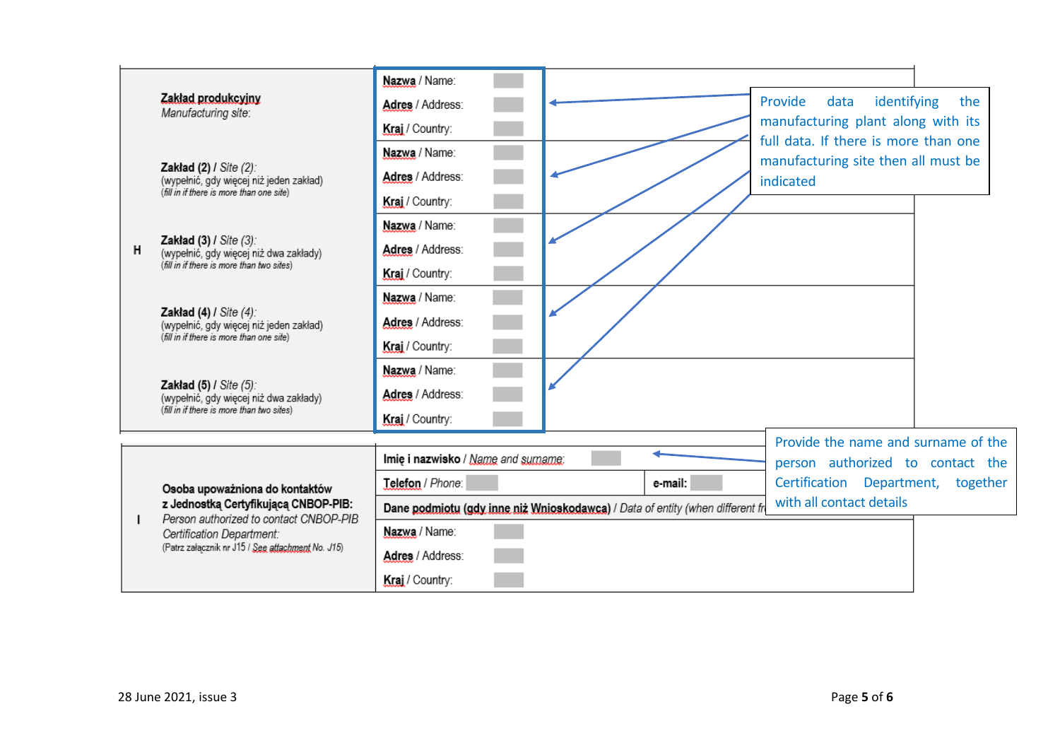| | | |
|---|---|---|
| H | **Zakład produkcyjny** *Manufacturing site*: | **Nazwa** / Name: |
| | | **Adres** / Address: |
| | | **Kraj** / Country: |
| | **Zakład (2)** / *Site (2)*: (wypełnić, gdy więcej niż jeden zakład) (*fill in if there is more than one site*) | **Nazwa** / Name: |
| | | **Adres** / Address: |
| | | **Kraj** / Country: |
| | **Zakład (3)** / *Site (3)*: (wypełnić, gdy więcej niż dwa zakłady) (*fill in if there is more than two sites*) | **Nazwa** / Name: |
| | | **Adres** / Address: |
| | | **Kraj** / Country: |
| | **Zakład (4)** / *Site (4)*: (wypełnić, gdy więcej niż jeden zakład) (*fill in if there is more than one site*) | **Nazwa** / Name: |
| | | **Adres** / Address: |
| | | **Kraj** / Country: |
| | **Zakład (5)** / *Site (5)*: (wypełnić, gdy więcej niż dwa zakłady) (*fill in if there is more than two sites*) | **Nazwa** / Name: |
| | | **Adres** / Address: |
| | | **Kraj** / Country: |

Provide data identifying the manufacturing plant along with its full data. If there is more than one manufacturing site then all must be indicated

| | | | |
|---|---|---|---|
| I | **Osoba upoważniona do kontaktów z Jednostką Certyfikującą CNBOP-PIB:** *Person authorized to contact CNBOP-PIB Certification Department:* (Patrz załącznik nr J15 / *See attachment No. J15*) | **Imię i nazwisko** / *Name and surname*: | |
| | | **Telefon** / *Phone*: | **e-mail:** |
| | | **Dane podmiotu (gdy inne niż Wnioskodawca)** / *Data of entity (when different fr* | |
| | | **Nazwa** / Name: | |
| | | **Adres** / Address: | |
| | | **Kraj** / Country: | |

Provide the name and surname of the person authorized to contact the Certification Department, together with all contact details

28 June 2021, issue 3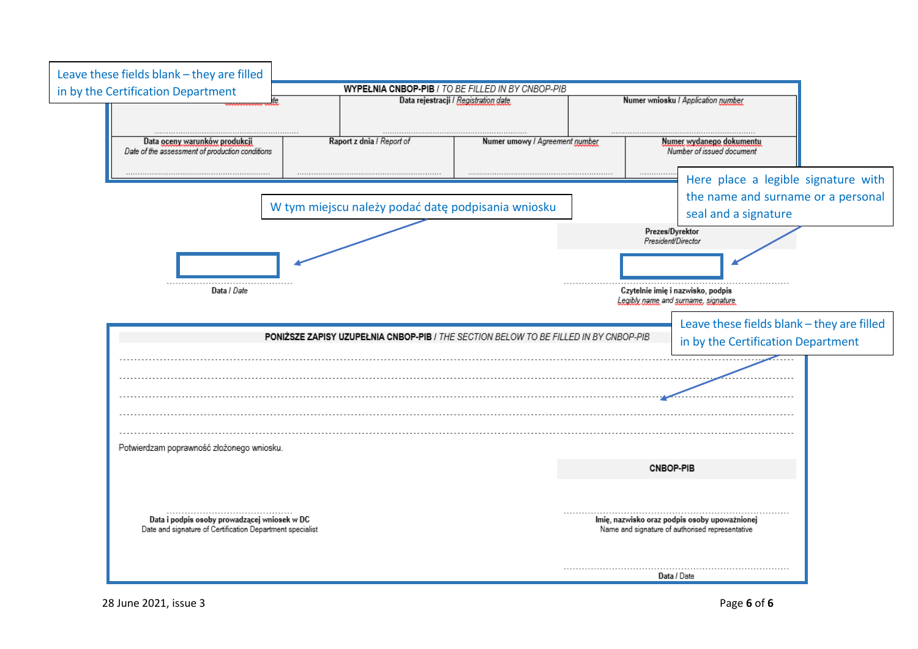Leave these fields blank – they are filled in by the Certification Department

**WYPEŁNIA CNBOP-PIB** / *TO BE FILLED IN BY CNBOP-PIB*

| | | | |
|---|---|---|---|
| ...te | **Data rejestracji** / *Registration date* | **Numer wniosku** / *Application number* | |
| **Data oceny warunków produkcji** *Date of the assessment of production conditions* | **Raport z dnia** / *Report of* | **Numer umowy** / *Agreement number* | **Numer wydanego dokumentu** *Number of issued document* |

W tym miejscu należy podać datę podpisania wniosku

Here place a legible signature with the name and surname or a personal seal and a signature

**Prezes/Dyrektor**
*President/Director*

..............................................
**Data** / *Date*

..............................................
**Czytelnie imię i nazwisko, podpis**
*Legibly name and surname, signature*

Leave these fields blank – they are filled in by the Certification Department

**PONIŻSZE ZAPISY UZUPEŁNIA CNBOP-PIB** / *THE SECTION BELOW TO BE FILLED IN BY CNBOP-PIB*

..............................................................................................................................
..............................................................................................................................
..............................................................................................................................
..............................................................................................................................
..............................................................................................................................

Potwierdzam poprawność złożonego wniosku.

**CNBOP-PIB**

..............................................
**Data i podpis osoby prowadzącej wniosek w DC**
Date and signature of Certification Department specialist

..............................................
**Imię, nazwisko oraz podpis osoby upoważnionej**
Name and signature of authorised representative

..............................................
**Data** / Date

28 June 2021, issue 3